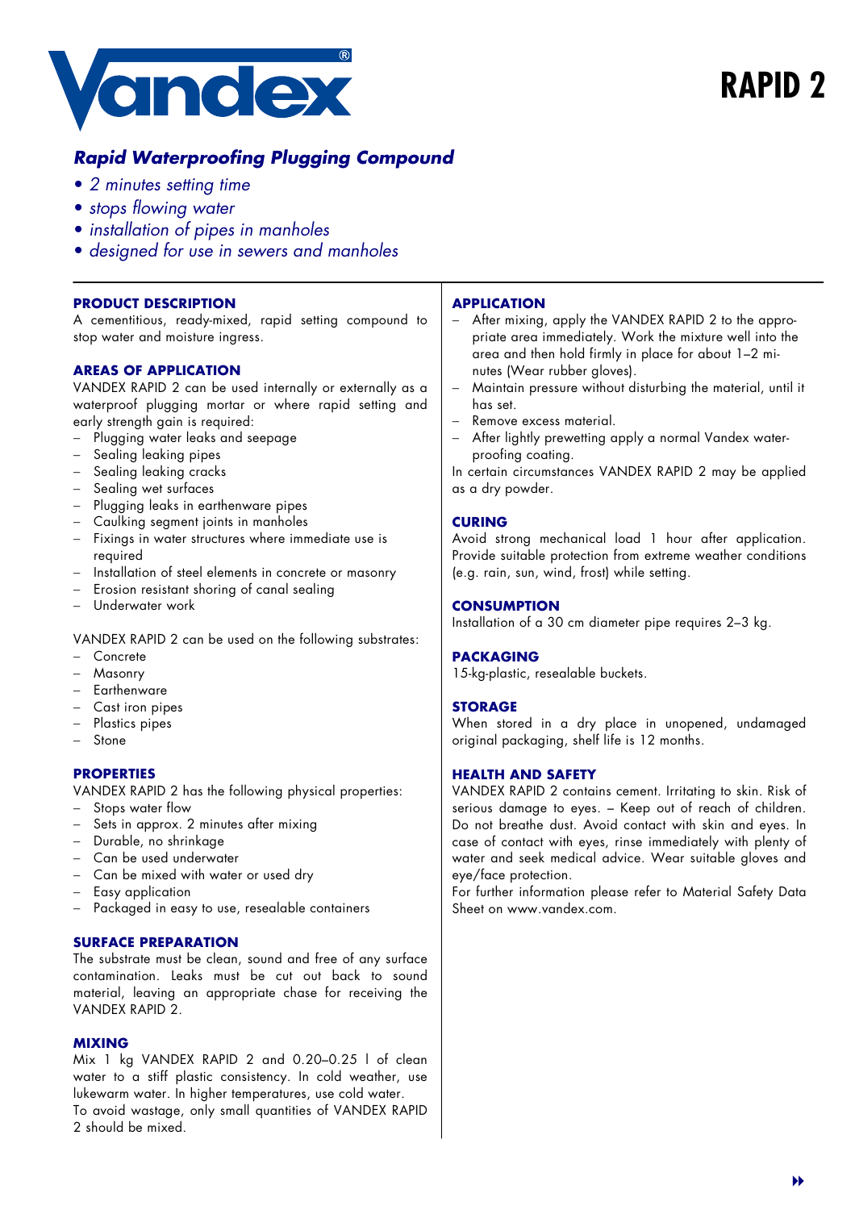# RAPID 2

## *Rapid Waterproofing Plugging Compound*

- *2 minutes setting time*
- *stops flowing water*
- *installation of pipes in manholes*
- *designed for use in sewers and manholes*

### PRODUCT DESCRIPTION

A cementitious, ready-mixed, rapid setting compound to stop water and moisture ingress.

### AREAS OF APPLICATION

VANDEX RAPID 2 can be used internally or externally as a waterproof plugging mortar or where rapid setting and early strength gain is required:

- Plugging water leaks and seepage
- Sealing leaking pipes
- Sealing leaking cracks
- Sealing wet surfaces
- Plugging leaks in earthenware pipes
- Caulking segment joints in manholes
- Fixings in water structures where immediate use is required
- Installation of steel elements in concrete or masonry
- Erosion resistant shoring of canal sealing
- Underwater work

VANDEX RAPID 2 can be used on the following substrates:

- Concrete
- Masonry
- Earthenware
- Cast iron pipes
- Plastics pipes
- Stone

### PROPERTIES

VANDEX RAPID 2 has the following physical properties:

- Stops water flow
- Sets in approx. 2 minutes after mixing
- Durable, no shrinkage
- Can be used underwater
- Can be mixed with water or used dry
- Easy application
- Packaged in easy to use, resealable containers

### SURFACE PREPARATION

The substrate must be clean, sound and free of any surface contamination. Leaks must be cut out back to sound material, leaving an appropriate chase for receiving the VANDEX RAPID 2.

### MIXING

Mix 1 kg VANDEX RAPID 2 and 0.20–0.25 l of clean water to a stiff plastic consistency. In cold weather, use lukewarm water. In higher temperatures, use cold water.
To avoid wastage, only small quantities of VANDEX RAPID 2 should be mixed.

### APPLICATION

- After mixing, apply the VANDEX RAPID 2 to the appropriate area immediately. Work the mixture well into the area and then hold firmly in place for about 1–2 minutes (Wear rubber gloves).
- Maintain pressure without disturbing the material, until it has set.
- Remove excess material.
- After lightly prewetting apply a normal Vandex waterproofing coating.

In certain circumstances VANDEX RAPID 2 may be applied as a dry powder.

### CURING

Avoid strong mechanical load 1 hour after application. Provide suitable protection from extreme weather conditions (e.g. rain, sun, wind, frost) while setting.

### CONSUMPTION

Installation of a 30 cm diameter pipe requires 2–3 kg.

### PACKAGING

15-kg-plastic, resealable buckets.

### STORAGE

When stored in a dry place in unopened, undamaged original packaging, shelf life is 12 months.

### HEALTH AND SAFETY

VANDEX RAPID 2 contains cement. Irritating to skin. Risk of serious damage to eyes. – Keep out of reach of children. Do not breathe dust. Avoid contact with skin and eyes. In case of contact with eyes, rinse immediately with plenty of water and seek medical advice. Wear suitable gloves and eye/face protection.
For further information please refer to Material Safety Data Sheet on www.vandex.com.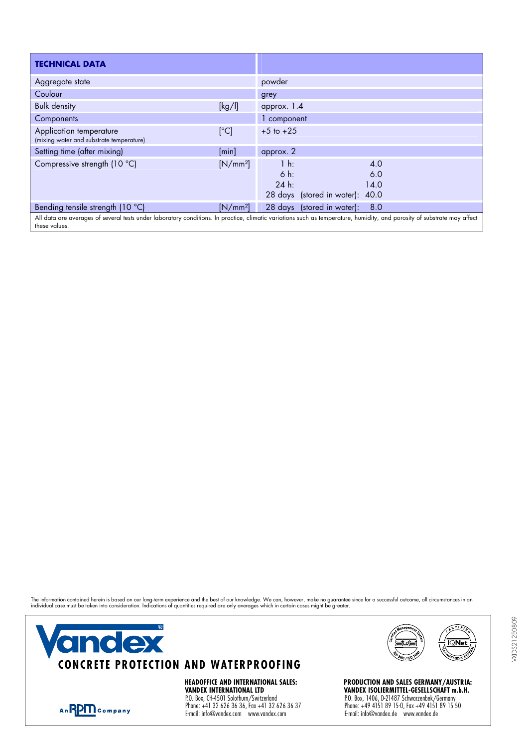| TECHNICAL DATA | | |
|---|---|---|
| Aggregate state | | powder |
| Coulour | | grey |
| Bulk density | [kg/l] | approx. 1.4 |
| Components | | 1 component |
| Application temperature (mixing water and substrate temperature) | [°C] | +5 to +25 |
| Setting time (after mixing) | [min] | approx. 2 |
| Compressive strength (10 °C) | [N/mm²] | 1 h: 4.0<br>6 h: 6.0<br>24 h: 14.0<br>28 days (stored in water): 40.0 |
| Bending tensile strength (10 °C) | [N/mm²] | 28 days (stored in water): 8.0 |

All data are averages of several tests under laboratory conditions. In practice, climatic variations such as temperature, humidity, and porosity of substrate may affect these values.

The information contained herein is based on our long-term experience and the best of our knowledge. We can, however, make no guarantee since for a successful outcome, all circumstances in an individual case must be taken into consideration. Indications of quantities required are only averages which in certain cases might be greater.

**Vandex**

**CONCRETE PROTECTION AND WATERPROOFING**

An RPM Company

**HEADOFFICE AND INTERNATIONAL SALES:**
**VANDEX INTERNATIONAL LTD**
P.O. Box, CH-4501 Solothurn/Switzerland
Phone: +41 32 626 36 36, Fax +41 32 626 36 37
E-mail: info@vandex.com www.vandex.com

**PRODUCTION AND SALES GERMANY/AUSTRIA:**
**VANDEX ISOLIERMITTEL-GESELLSCHAFT m.b.H.**
P.O. Box, 1406, D-21487 Schwarzenbek/Germany
Phone: +49 4151 89 15-0, Fax +49 4151 89 15 50
E-mail: info@vandex.de www.vandex.de

VXIDS212E0809